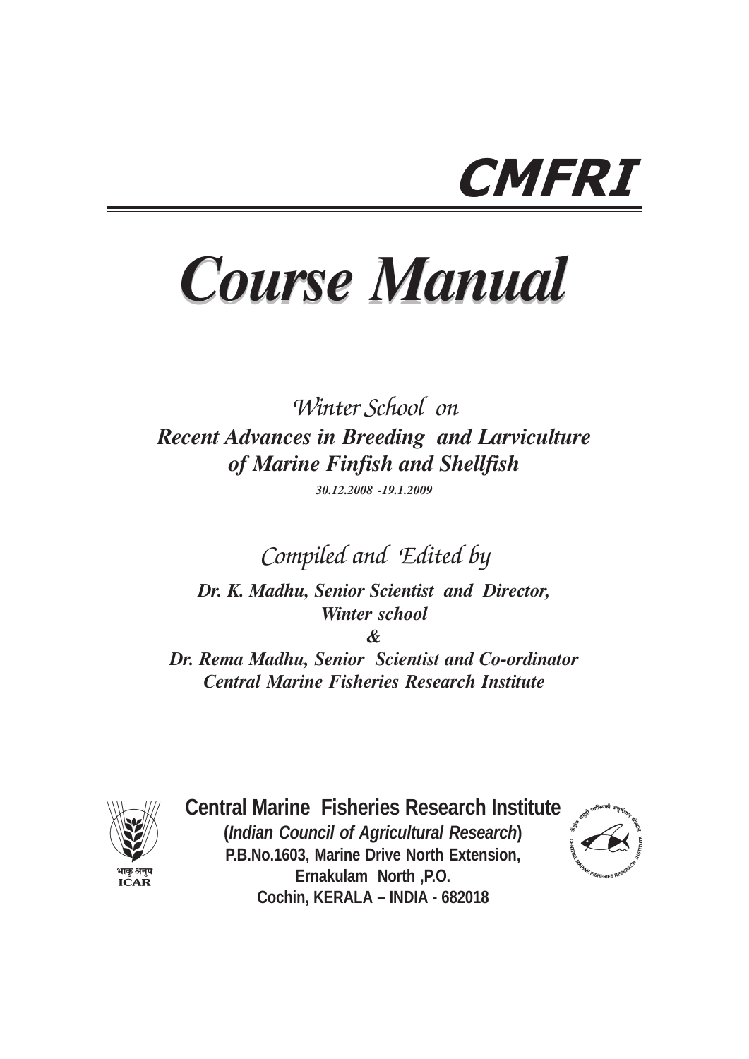# CMFRI

# *Course Manual*

*Winter School on*

***Recent Advances in Breeding and Larviculture of Marine Finfish and Shellfish***

***30.12.2008 -19.1.2009***

*Compiled and Edited by*

***Dr. K. Madhu, Senior Scientist and Director, Winter school***

***&***

***Dr. Rema Madhu, Senior Scientist and Co-ordinator Central Marine Fisheries Research Institute***

भाकृ अनुप
ICAR

**Central Marine Fisheries Research Institute**

**(*Indian Council of Agricultural Research*)**

**P.B.No.1603, Marine Drive North Extension,**

**Ernakulam North ,P.O.**

**Cochin, KERALA – INDIA - 682018**

केंद्रीय समुद्री मात्स्यिकी अनुसंधान संस्थान
CENTRAL MARINE FISHERIES RESEARCH INSTITUTE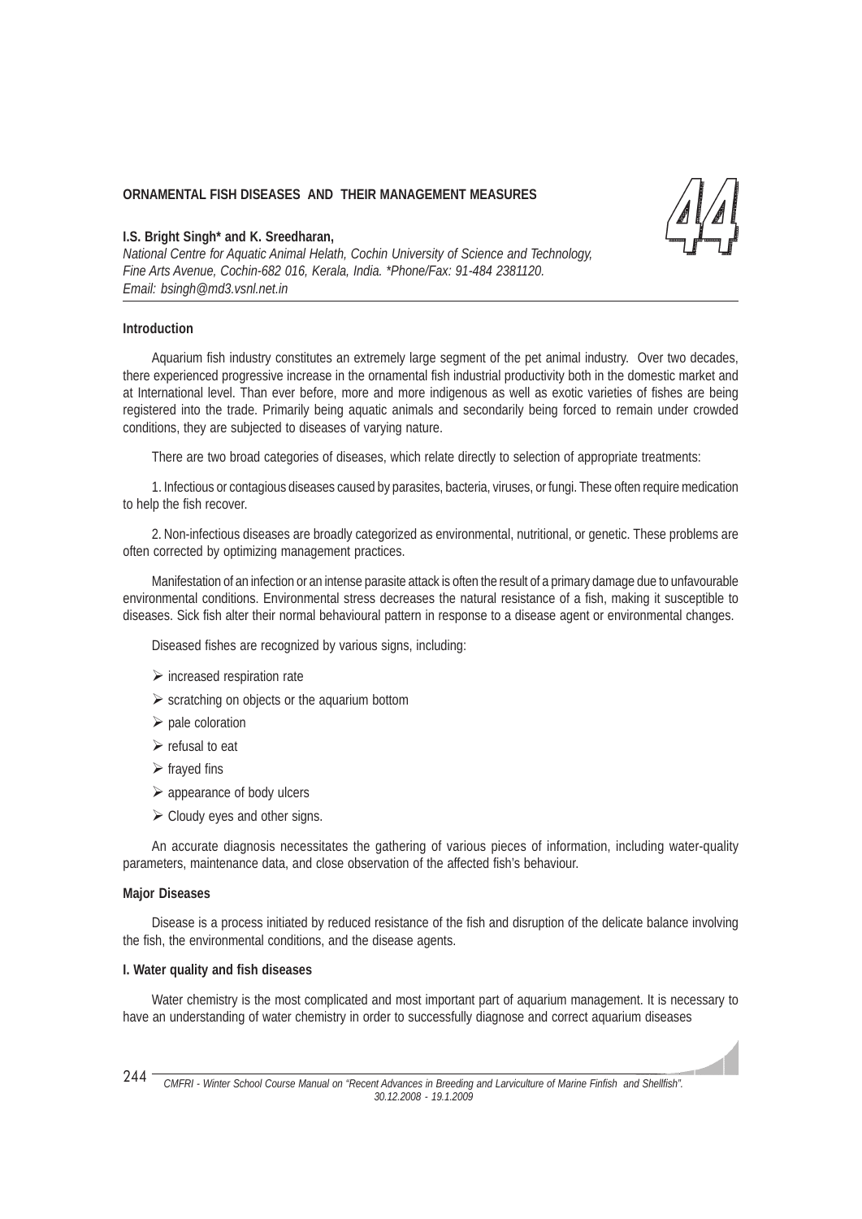**ORNAMENTAL FISH DISEASES AND THEIR MANAGEMENT MEASURES**

44

**I.S. Bright Singh* and K. Sreedharan,**

*National Centre for Aquatic Animal Helath, Cochin University of Science and Technology, Fine Arts Avenue, Cochin-682 016, Kerala, India. *Phone/Fax: 91-484 2381120. Email: bsingh@md3.vsnl.net.in*

**Introduction**

Aquarium fish industry constitutes an extremely large segment of the pet animal industry. Over two decades, there experienced progressive increase in the ornamental fish industrial productivity both in the domestic market and at International level. Than ever before, more and more indigenous as well as exotic varieties of fishes are being registered into the trade. Primarily being aquatic animals and secondarily being forced to remain under crowded conditions, they are subjected to diseases of varying nature.

There are two broad categories of diseases, which relate directly to selection of appropriate treatments:

1. Infectious or contagious diseases caused by parasites, bacteria, viruses, or fungi. These often require medication to help the fish recover.

2. Non-infectious diseases are broadly categorized as environmental, nutritional, or genetic. These problems are often corrected by optimizing management practices.

Manifestation of an infection or an intense parasite attack is often the result of a primary damage due to unfavourable environmental conditions. Environmental stress decreases the natural resistance of a fish, making it susceptible to diseases. Sick fish alter their normal behavioural pattern in response to a disease agent or environmental changes.

Diseased fishes are recognized by various signs, including:

- increased respiration rate
- scratching on objects or the aquarium bottom
- pale coloration
- refusal to eat
- frayed fins
- appearance of body ulcers
- Cloudy eyes and other signs.

An accurate diagnosis necessitates the gathering of various pieces of information, including water-quality parameters, maintenance data, and close observation of the affected fish's behaviour.

**Major Diseases**

Disease is a process initiated by reduced resistance of the fish and disruption of the delicate balance involving the fish, the environmental conditions, and the disease agents.

**I. Water quality and fish diseases**

Water chemistry is the most complicated and most important part of aquarium management. It is necessary to have an understanding of water chemistry in order to successfully diagnose and correct aquarium diseases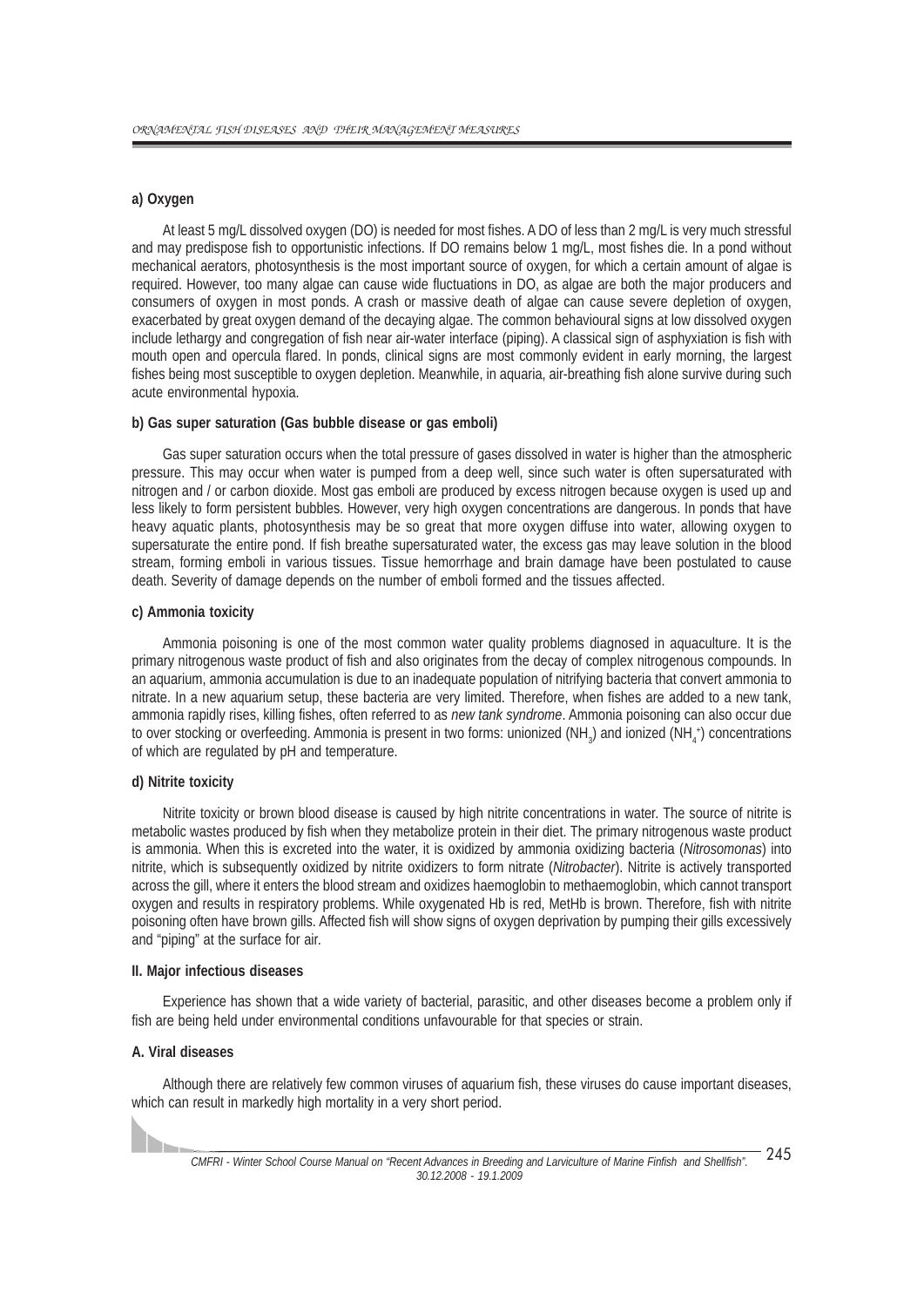**a) Oxygen**

At least 5 mg/L dissolved oxygen (DO) is needed for most fishes. A DO of less than 2 mg/L is very much stressful and may predispose fish to opportunistic infections. If DO remains below 1 mg/L, most fishes die. In a pond without mechanical aerators, photosynthesis is the most important source of oxygen, for which a certain amount of algae is required. However, too many algae can cause wide fluctuations in DO, as algae are both the major producers and consumers of oxygen in most ponds. A crash or massive death of algae can cause severe depletion of oxygen, exacerbated by great oxygen demand of the decaying algae. The common behavioural signs at low dissolved oxygen include lethargy and congregation of fish near air-water interface (piping). A classical sign of asphyxiation is fish with mouth open and opercula flared. In ponds, clinical signs are most commonly evident in early morning, the largest fishes being most susceptible to oxygen depletion. Meanwhile, in aquaria, air-breathing fish alone survive during such acute environmental hypoxia.

**b) Gas super saturation (Gas bubble disease or gas emboli)**

Gas super saturation occurs when the total pressure of gases dissolved in water is higher than the atmospheric pressure. This may occur when water is pumped from a deep well, since such water is often supersaturated with nitrogen and / or carbon dioxide. Most gas emboli are produced by excess nitrogen because oxygen is used up and less likely to form persistent bubbles. However, very high oxygen concentrations are dangerous. In ponds that have heavy aquatic plants, photosynthesis may be so great that more oxygen diffuse into water, allowing oxygen to supersaturate the entire pond. If fish breathe supersaturated water, the excess gas may leave solution in the blood stream, forming emboli in various tissues. Tissue hemorrhage and brain damage have been postulated to cause death. Severity of damage depends on the number of emboli formed and the tissues affected.

**c) Ammonia toxicity**

Ammonia poisoning is one of the most common water quality problems diagnosed in aquaculture. It is the primary nitrogenous waste product of fish and also originates from the decay of complex nitrogenous compounds. In an aquarium, ammonia accumulation is due to an inadequate population of nitrifying bacteria that convert ammonia to nitrate. In a new aquarium setup, these bacteria are very limited. Therefore, when fishes are added to a new tank, ammonia rapidly rises, killing fishes, often referred to as *new tank syndrome*. Ammonia poisoning can also occur due to over stocking or overfeeding. Ammonia is present in two forms: unionized ($NH_3$) and ionized ($NH_4^+$) concentrations of which are regulated by pH and temperature.

**d) Nitrite toxicity**

Nitrite toxicity or brown blood disease is caused by high nitrite concentrations in water. The source of nitrite is metabolic wastes produced by fish when they metabolize protein in their diet. The primary nitrogenous waste product is ammonia. When this is excreted into the water, it is oxidized by ammonia oxidizing bacteria (*Nitrosomonas*) into nitrite, which is subsequently oxidized by nitrite oxidizers to form nitrate (*Nitrobacter*). Nitrite is actively transported across the gill, where it enters the blood stream and oxidizes haemoglobin to methaemoglobin, which cannot transport oxygen and results in respiratory problems. While oxygenated Hb is red, MetHb is brown. Therefore, fish with nitrite poisoning often have brown gills. Affected fish will show signs of oxygen deprivation by pumping their gills excessively and "piping" at the surface for air.

**II. Major infectious diseases**

Experience has shown that a wide variety of bacterial, parasitic, and other diseases become a problem only if fish are being held under environmental conditions unfavourable for that species or strain.

**A. Viral diseases**

Although there are relatively few common viruses of aquarium fish, these viruses do cause important diseases, which can result in markedly high mortality in a very short period.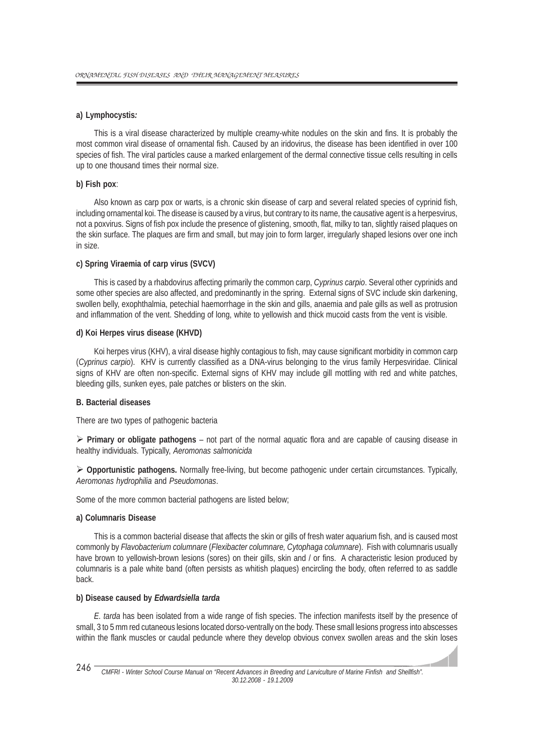**a) Lymphocystis:**

This is a viral disease characterized by multiple creamy-white nodules on the skin and fins. It is probably the most common viral disease of ornamental fish. Caused by an iridovirus, the disease has been identified in over 100 species of fish. The viral particles cause a marked enlargement of the dermal connective tissue cells resulting in cells up to one thousand times their normal size.

**b) Fish pox**:

Also known as carp pox or warts, is a chronic skin disease of carp and several related species of cyprinid fish, including ornamental koi. The disease is caused by a virus, but contrary to its name, the causative agent is a herpesvirus, not a poxvirus. Signs of fish pox include the presence of glistening, smooth, flat, milky to tan, slightly raised plaques on the skin surface. The plaques are firm and small, but may join to form larger, irregularly shaped lesions over one inch in size.

**c) Spring Viraemia of carp virus (SVCV)**

This is cased by a rhabdovirus affecting primarily the common carp, *Cyprinus carpio*. Several other cyprinids and some other species are also affected, and predominantly in the spring. External signs of SVC include skin darkening, swollen belly, exophthalmia, petechial haemorrhage in the skin and gills, anaemia and pale gills as well as protrusion and inflammation of the vent. Shedding of long, white to yellowish and thick mucoid casts from the vent is visible.

**d) Koi Herpes virus disease (KHVD)**

Koi herpes virus (KHV), a viral disease highly contagious to fish, may cause significant morbidity in common carp (*Cyprinus carpio*). KHV is currently classified as a DNA-virus belonging to the virus family Herpesviridae. Clinical signs of KHV are often non-specific. External signs of KHV may include gill mottling with red and white patches, bleeding gills, sunken eyes, pale patches or blisters on the skin.

**B. Bacterial diseases**

There are two types of pathogenic bacteria

- **Primary or obligate pathogens** – not part of the normal aquatic flora and are capable of causing disease in healthy individuals. Typically, *Aeromonas salmonicida*

- **Opportunistic pathogens.** Normally free-living, but become pathogenic under certain circumstances. Typically, *Aeromonas hydrophilia* and *Pseudomonas*.

Some of the more common bacterial pathogens are listed below;

**a) Columnaris Disease**

This is a common bacterial disease that affects the skin or gills of fresh water aquarium fish, and is caused most commonly by *Flavobacterium columnare* (*Flexibacter columnare, Cytophaga columnare*). Fish with columnaris usually have brown to yellowish-brown lesions (sores) on their gills, skin and / or fins. A characteristic lesion produced by columnaris is a pale white band (often persists as whitish plaques) encircling the body, often referred to as saddle back.

**b) Disease caused by *Edwardsiella tarda***

*E. tarda* has been isolated from a wide range of fish species. The infection manifests itself by the presence of small, 3 to 5 mm red cutaneous lesions located dorso-ventrally on the body. These small lesions progress into abscesses within the flank muscles or caudal peduncle where they develop obvious convex swollen areas and the skin loses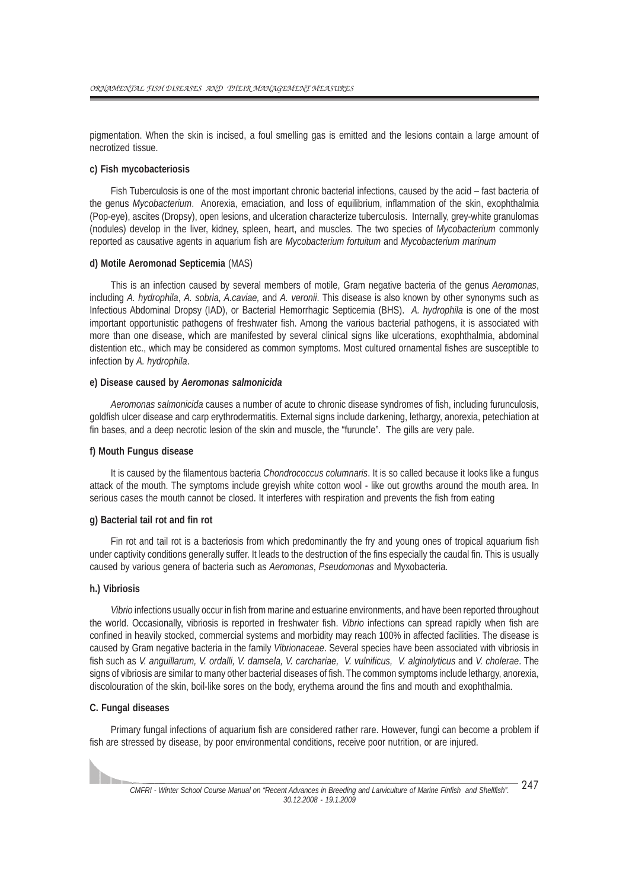pigmentation. When the skin is incised, a foul smelling gas is emitted and the lesions contain a large amount of necrotized tissue.

#### c) Fish mycobacteriosis

Fish Tuberculosis is one of the most important chronic bacterial infections, caused by the acid – fast bacteria of the genus *Mycobacterium*. Anorexia, emaciation, and loss of equilibrium, inflammation of the skin, exophthalmia (Pop-eye), ascites (Dropsy), open lesions, and ulceration characterize tuberculosis. Internally, grey-white granulomas (nodules) develop in the liver, kidney, spleen, heart, and muscles. The two species of *Mycobacterium* commonly reported as causative agents in aquarium fish are *Mycobacterium fortuitum* and *Mycobacterium marinum*

#### d) Motile Aeromonad Septicemia (MAS)

This is an infection caused by several members of motile, Gram negative bacteria of the genus *Aeromonas*, including *A. hydrophila*, *A. sobria, A.caviae,* and *A. veronii*. This disease is also known by other synonyms such as Infectious Abdominal Dropsy (IAD), or Bacterial Hemorrhagic Septicemia (BHS). *A. hydrophila* is one of the most important opportunistic pathogens of freshwater fish. Among the various bacterial pathogens, it is associated with more than one disease, which are manifested by several clinical signs like ulcerations, exophthalmia, abdominal distention etc., which may be considered as common symptoms. Most cultured ornamental fishes are susceptible to infection by *A. hydrophila*.

#### e) Disease caused by *Aeromonas salmonicida*

*Aeromonas salmonicida* causes a number of acute to chronic disease syndromes of fish, including furunculosis, goldfish ulcer disease and carp erythrodermatitis. External signs include darkening, lethargy, anorexia, petechiation at fin bases, and a deep necrotic lesion of the skin and muscle, the "furuncle". The gills are very pale.

#### f) Mouth Fungus disease

It is caused by the filamentous bacteria *Chondrococcus columnaris*. It is so called because it looks like a fungus attack of the mouth. The symptoms include greyish white cotton wool - like out growths around the mouth area. In serious cases the mouth cannot be closed. It interferes with respiration and prevents the fish from eating

#### g) Bacterial tail rot and fin rot

Fin rot and tail rot is a bacteriosis from which predominantly the fry and young ones of tropical aquarium fish under captivity conditions generally suffer. It leads to the destruction of the fins especially the caudal fin. This is usually caused by various genera of bacteria such as *Aeromonas*, *Pseudomonas* and Myxobacteria.

#### h.) Vibriosis

*Vibrio* infections usually occur in fish from marine and estuarine environments, and have been reported throughout the world. Occasionally, vibriosis is reported in freshwater fish. *Vibrio* infections can spread rapidly when fish are confined in heavily stocked, commercial systems and morbidity may reach 100% in affected facilities. The disease is caused by Gram negative bacteria in the family *Vibrionaceae*. Several species have been associated with vibriosis in fish such as *V. anguillarum, V. ordalli, V. damsela, V. carchariae, V. vulnificus, V. alginolyticus* and *V. cholerae*. The signs of vibriosis are similar to many other bacterial diseases of fish. The common symptoms include lethargy, anorexia, discolouration of the skin, boil-like sores on the body, erythema around the fins and mouth and exophthalmia.

### C. Fungal diseases

Primary fungal infections of aquarium fish are considered rather rare. However, fungi can become a problem if fish are stressed by disease, by poor environmental conditions, receive poor nutrition, or are injured.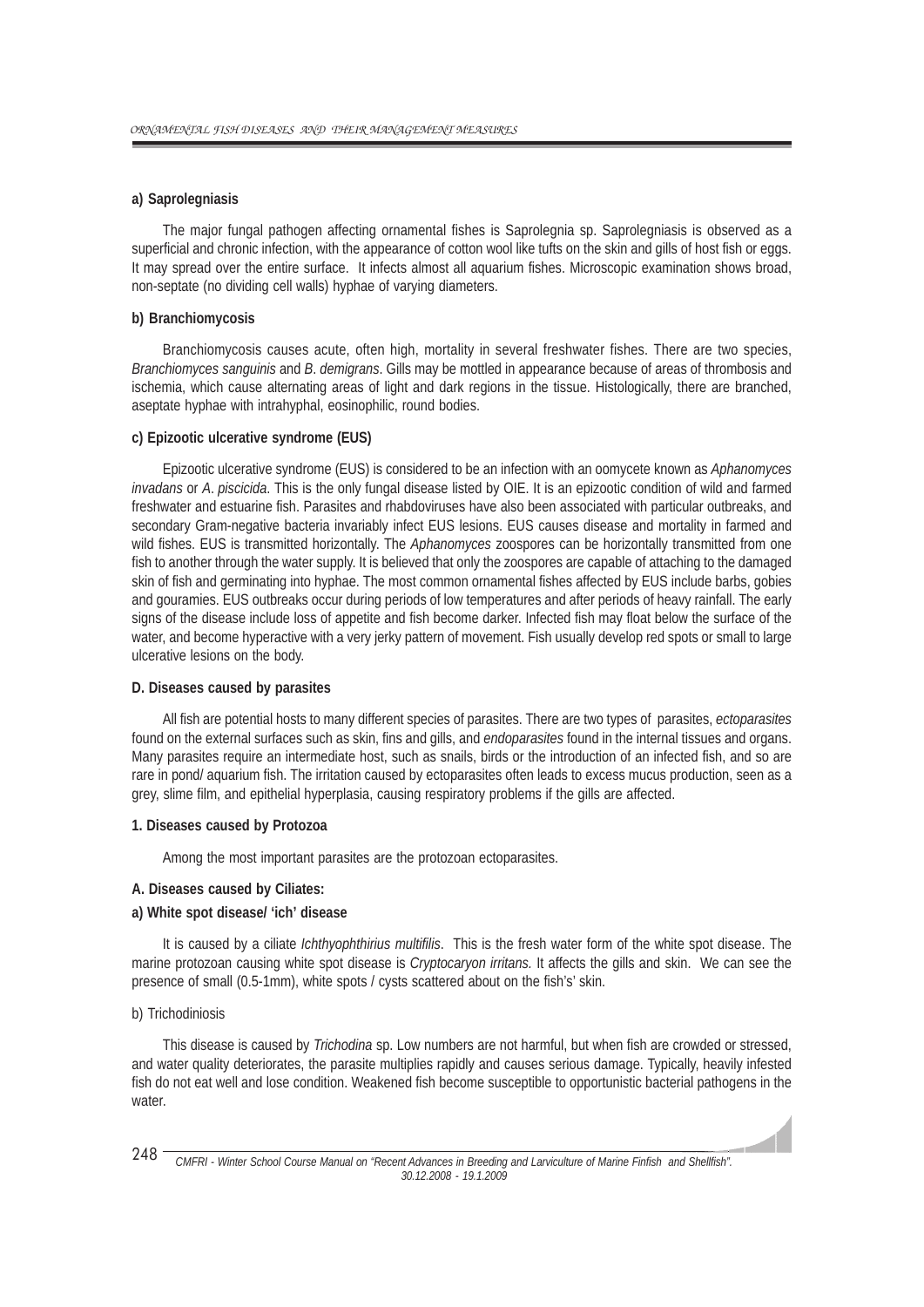#### a) Saprolegniasis

The major fungal pathogen affecting ornamental fishes is Saprolegnia sp. Saprolegniasis is observed as a superficial and chronic infection, with the appearance of cotton wool like tufts on the skin and gills of host fish or eggs. It may spread over the entire surface. It infects almost all aquarium fishes. Microscopic examination shows broad, non-septate (no dividing cell walls) hyphae of varying diameters.

#### b) Branchiomycosis

Branchiomycosis causes acute, often high, mortality in several freshwater fishes. There are two species, *Branchiomyces sanguinis* and *B. demigrans*. Gills may be mottled in appearance because of areas of thrombosis and ischemia, which cause alternating areas of light and dark regions in the tissue. Histologically, there are branched, aseptate hyphae with intrahyphal, eosinophilic, round bodies.

#### c) Epizootic ulcerative syndrome (EUS)

Epizootic ulcerative syndrome (EUS) is considered to be an infection with an oomycete known as *Aphanomyces invadans* or *A. piscicida*. This is the only fungal disease listed by OIE. It is an epizootic condition of wild and farmed freshwater and estuarine fish. Parasites and rhabdoviruses have also been associated with particular outbreaks, and secondary Gram-negative bacteria invariably infect EUS lesions. EUS causes disease and mortality in farmed and wild fishes. EUS is transmitted horizontally. The *Aphanomyces* zoospores can be horizontally transmitted from one fish to another through the water supply. It is believed that only the zoospores are capable of attaching to the damaged skin of fish and germinating into hyphae. The most common ornamental fishes affected by EUS include barbs, gobies and gouramies. EUS outbreaks occur during periods of low temperatures and after periods of heavy rainfall. The early signs of the disease include loss of appetite and fish become darker. Infected fish may float below the surface of the water, and become hyperactive with a very jerky pattern of movement. Fish usually develop red spots or small to large ulcerative lesions on the body.

### D. Diseases caused by parasites

All fish are potential hosts to many different species of parasites. There are two types of parasites, *ectoparasites* found on the external surfaces such as skin, fins and gills, and *endoparasites* found in the internal tissues and organs. Many parasites require an intermediate host, such as snails, birds or the introduction of an infected fish, and so are rare in pond/ aquarium fish. The irritation caused by ectoparasites often leads to excess mucus production, seen as a grey, slime film, and epithelial hyperplasia, causing respiratory problems if the gills are affected.

#### 1. Diseases caused by Protozoa

Among the most important parasites are the protozoan ectoparasites.

#### A. Diseases caused by Ciliates:

#### a) White spot disease/ 'ich' disease

It is caused by a ciliate *Ichthyophthirius multifilis*. This is the fresh water form of the white spot disease. The marine protozoan causing white spot disease is *Cryptocaryon irritans.* It affects the gills and skin. We can see the presence of small (0.5-1mm), white spots / cysts scattered about on the fish's' skin.

b) Trichodiniosis

This disease is caused by *Trichodina* sp. Low numbers are not harmful, but when fish are crowded or stressed, and water quality deteriorates, the parasite multiplies rapidly and causes serious damage. Typically, heavily infested fish do not eat well and lose condition. Weakened fish become susceptible to opportunistic bacterial pathogens in the water.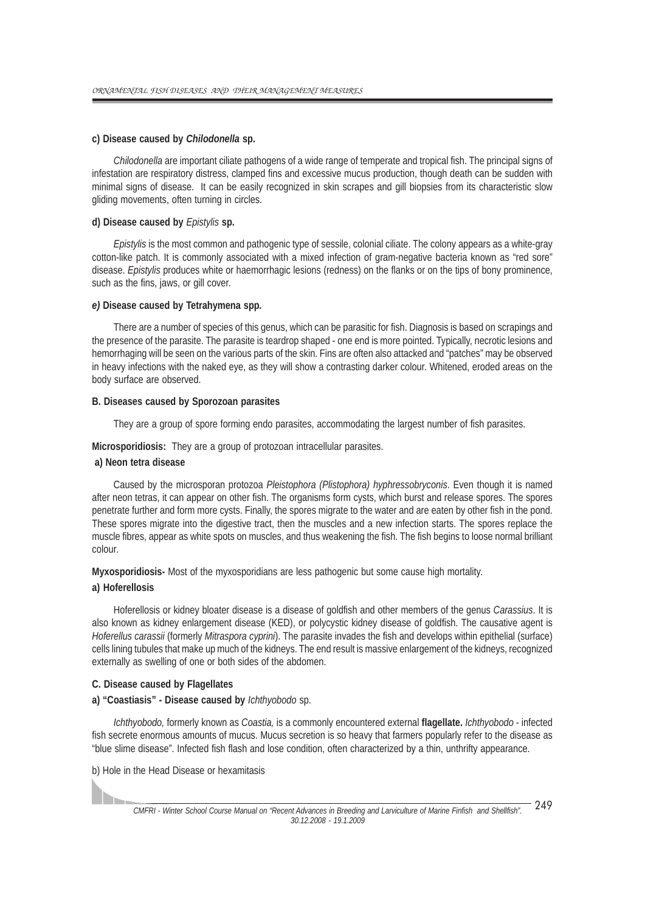**c) Disease caused by *Chilodonella* sp.**

*Chilodonella* are important ciliate pathogens of a wide range of temperate and tropical fish. The principal signs of infestation are respiratory distress, clamped fins and excessive mucus production, though death can be sudden with minimal signs of disease. It can be easily recognized in skin scrapes and gill biopsies from its characteristic slow gliding movements, often turning in circles.

**d) Disease caused by** *Epistylis* **sp.**

*Epistylis* is the most common and pathogenic type of sessile, colonial ciliate. The colony appears as a white-gray cotton-like patch. It is commonly associated with a mixed infection of gram-negative bacteria known as "red sore" disease. *Epistylis* produces white or haemorrhagic lesions (redness) on the flanks or on the tips of bony prominence, such as the fins, jaws, or gill cover.

***e)* Disease caused by Tetrahymena spp*.***

There are a number of species of this genus, which can be parasitic for fish. Diagnosis is based on scrapings and the presence of the parasite. The parasite is teardrop shaped - one end is more pointed. Typically, necrotic lesions and hemorrhaging will be seen on the various parts of the skin. Fins are often also attacked and "patches" may be observed in heavy infections with the naked eye, as they will show a contrasting darker colour. Whitened, eroded areas on the body surface are observed.

**B. Diseases caused by Sporozoan parasites**

They are a group of spore forming endo parasites, accommodating the largest number of fish parasites.

**Microsporidiosis:** They are a group of protozoan intracellular parasites.

**a) Neon tetra disease**

Caused by the microsporan protozoa *Pleistophora (Plistophora) hyphressobryconis*. Even though it is named after neon tetras, it can appear on other fish. The organisms form cysts, which burst and release spores. The spores penetrate further and form more cysts. Finally, the spores migrate to the water and are eaten by other fish in the pond. These spores migrate into the digestive tract, then the muscles and a new infection starts. The spores replace the muscle fibres, appear as white spots on muscles, and thus weakening the fish. The fish begins to loose normal brilliant colour.

**Myxosporidiosis-** Most of the myxosporidians are less pathogenic but some cause high mortality.

**a) Hoferellosis**

Hoferellosis or kidney bloater disease is a disease of goldfish and other members of the genus *Carassius*. It is also known as kidney enlargement disease (KED), or polycystic kidney disease of goldfish. The causative agent is *Hoferellus carassii* (formerly *Mitraspora cyprini*). The parasite invades the fish and develops within epithelial (surface) cells lining tubules that make up much of the kidneys. The end result is massive enlargement of the kidneys, recognized externally as swelling of one or both sides of the abdomen.

**C. Disease caused by Flagellates**

**a) "Coastiasis" - Disease caused by** *Ichthyobodo* sp.

*Ichthyobodo,* formerly known as *Coastia,* is a commonly encountered external **flagellate.** *Ichthyobodo* - infected fish secrete enormous amounts of mucus. Mucus secretion is so heavy that farmers popularly refer to the disease as "blue slime disease". Infected fish flash and lose condition, often characterized by a thin, unthrifty appearance.

b) Hole in the Head Disease or hexamitasis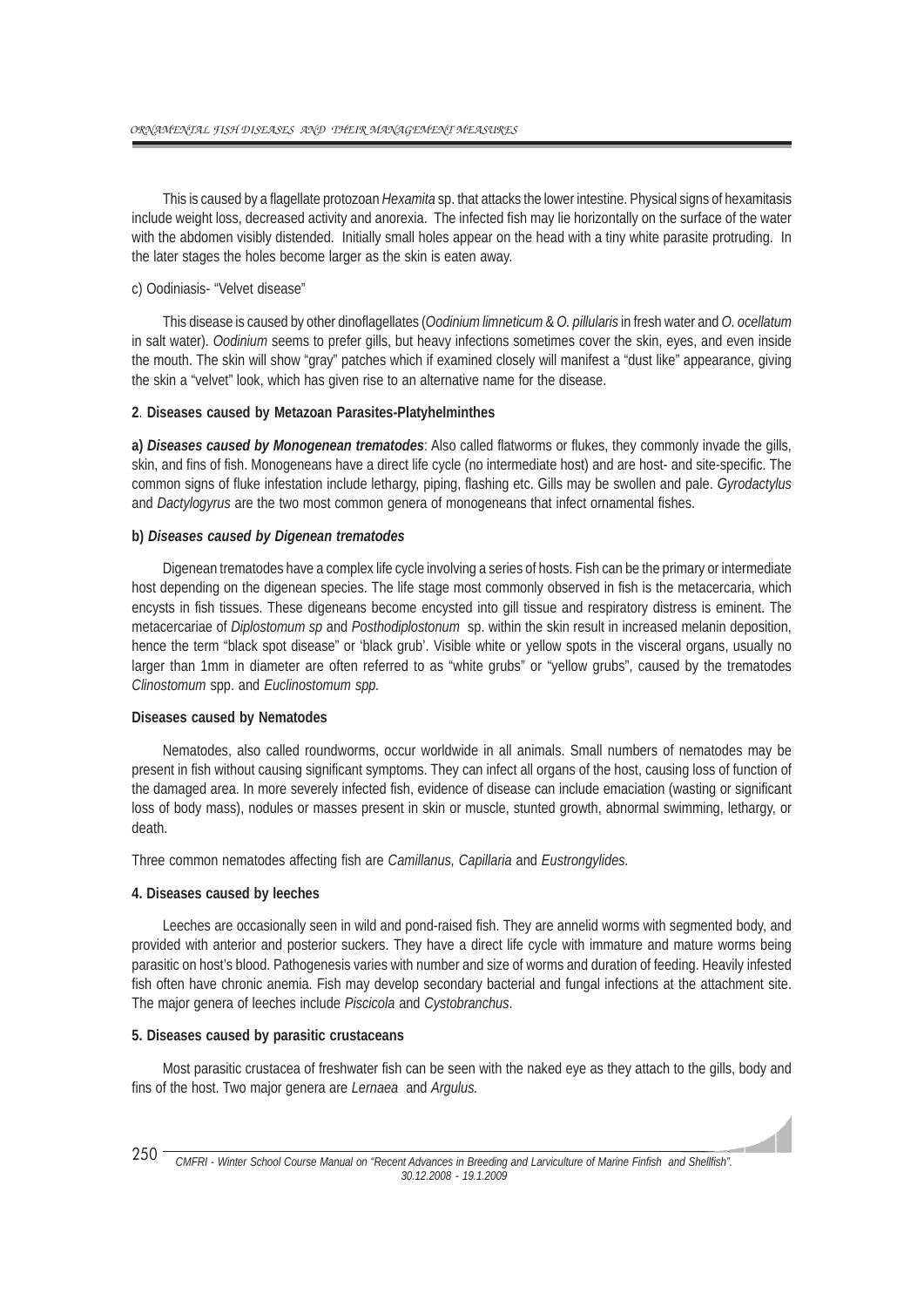This is caused by a flagellate protozoan *Hexamita* sp. that attacks the lower intestine. Physical signs of hexamitasis include weight loss, decreased activity and anorexia. The infected fish may lie horizontally on the surface of the water with the abdomen visibly distended. Initially small holes appear on the head with a tiny white parasite protruding. In the later stages the holes become larger as the skin is eaten away.

c) Oodiniasis- "Velvet disease"

This disease is caused by other dinoflagellates (*Oodinium limneticum* & *O. pillularis* in fresh water and *O. ocellatum* in salt water). *Oodinium* seems to prefer gills, but heavy infections sometimes cover the skin, eyes, and even inside the mouth. The skin will show "gray" patches which if examined closely will manifest a "dust like" appearance, giving the skin a "velvet" look, which has given rise to an alternative name for the disease.

**2**. **Diseases caused by Metazoan Parasites-Platyhelminthes**

**a)** ***Diseases caused by Monogenean trematodes***: Also called flatworms or flukes, they commonly invade the gills, skin, and fins of fish. Monogeneans have a direct life cycle (no intermediate host) and are host- and site-specific. The common signs of fluke infestation include lethargy, piping, flashing etc. Gills may be swollen and pale. *Gyrodactylus* and *Dactylogyrus* are the two most common genera of monogeneans that infect ornamental fishes.

**b)** ***Diseases caused by Digenean trematodes***

Digenean trematodes have a complex life cycle involving a series of hosts. Fish can be the primary or intermediate host depending on the digenean species. The life stage most commonly observed in fish is the metacercaria, which encysts in fish tissues. These digeneans become encysted into gill tissue and respiratory distress is eminent. The metacercariae of *Diplostomum sp* and *Posthodiplostonum* sp. within the skin result in increased melanin deposition, hence the term "black spot disease" or 'black grub'. Visible white or yellow spots in the visceral organs, usually no larger than 1mm in diameter are often referred to as "white grubs" or "yellow grubs", caused by the trematodes *Clinostomum* spp. and *Euclinostomum spp.*

**Diseases caused by Nematodes**

Nematodes, also called roundworms, occur worldwide in all animals. Small numbers of nematodes may be present in fish without causing significant symptoms. They can infect all organs of the host, causing loss of function of the damaged area. In more severely infected fish, evidence of disease can include emaciation (wasting or significant loss of body mass), nodules or masses present in skin or muscle, stunted growth, abnormal swimming, lethargy, or death.

Three common nematodes affecting fish are *Camillanus, Capillaria* and *Eustrongylides.*

**4. Diseases caused by leeches**

Leeches are occasionally seen in wild and pond-raised fish. They are annelid worms with segmented body, and provided with anterior and posterior suckers. They have a direct life cycle with immature and mature worms being parasitic on host's blood. Pathogenesis varies with number and size of worms and duration of feeding. Heavily infested fish often have chronic anemia. Fish may develop secondary bacterial and fungal infections at the attachment site. The major genera of leeches include *Piscicola* and *Cystobranchus*.

**5. Diseases caused by parasitic crustaceans**

Most parasitic crustacea of freshwater fish can be seen with the naked eye as they attach to the gills, body and fins of the host. Two major genera are *Lernaea* and *Argulus.*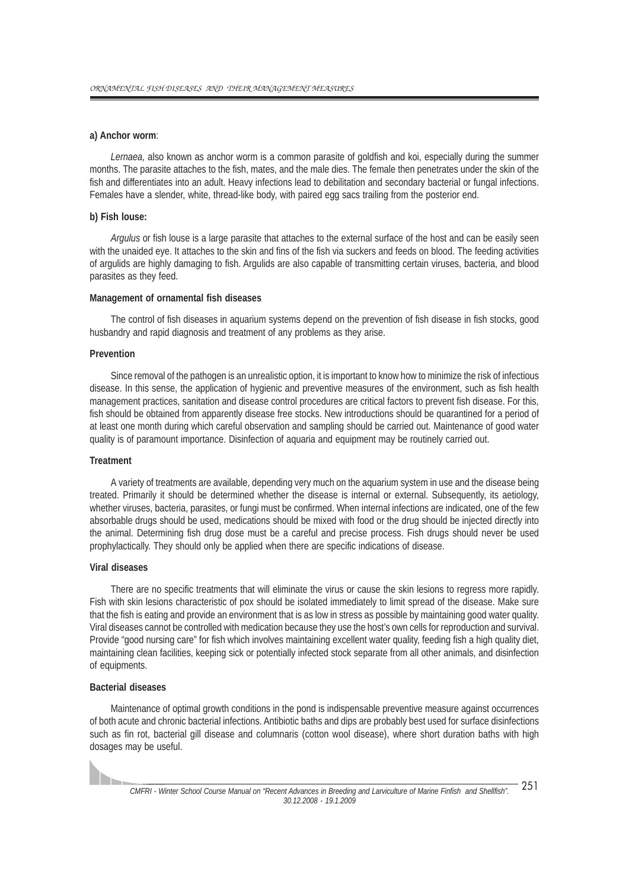**a) Anchor worm**:

*Lernaea,* also known as anchor worm is a common parasite of goldfish and koi, especially during the summer months. The parasite attaches to the fish, mates, and the male dies. The female then penetrates under the skin of the fish and differentiates into an adult. Heavy infections lead to debilitation and secondary bacterial or fungal infections. Females have a slender, white, thread-like body, with paired egg sacs trailing from the posterior end.

**b) Fish louse:**

*Argulus* or fish louse is a large parasite that attaches to the external surface of the host and can be easily seen with the unaided eye. It attaches to the skin and fins of the fish via suckers and feeds on blood. The feeding activities of argulids are highly damaging to fish. Argulids are also capable of transmitting certain viruses, bacteria, and blood parasites as they feed.

**Management of ornamental fish diseases**

The control of fish diseases in aquarium systems depend on the prevention of fish disease in fish stocks, good husbandry and rapid diagnosis and treatment of any problems as they arise.

**Prevention**

Since removal of the pathogen is an unrealistic option, it is important to know how to minimize the risk of infectious disease. In this sense, the application of hygienic and preventive measures of the environment, such as fish health management practices, sanitation and disease control procedures are critical factors to prevent fish disease. For this, fish should be obtained from apparently disease free stocks. New introductions should be quarantined for a period of at least one month during which careful observation and sampling should be carried out. Maintenance of good water quality is of paramount importance. Disinfection of aquaria and equipment may be routinely carried out.

**Treatment**

A variety of treatments are available, depending very much on the aquarium system in use and the disease being treated. Primarily it should be determined whether the disease is internal or external. Subsequently, its aetiology, whether viruses, bacteria, parasites, or fungi must be confirmed. When internal infections are indicated, one of the few absorbable drugs should be used, medications should be mixed with food or the drug should be injected directly into the animal. Determining fish drug dose must be a careful and precise process. Fish drugs should never be used prophylactically. They should only be applied when there are specific indications of disease.

**Viral diseases**

There are no specific treatments that will eliminate the virus or cause the skin lesions to regress more rapidly. Fish with skin lesions characteristic of pox should be isolated immediately to limit spread of the disease. Make sure that the fish is eating and provide an environment that is as low in stress as possible by maintaining good water quality. Viral diseases cannot be controlled with medication because they use the host's own cells for reproduction and survival. Provide "good nursing care" for fish which involves maintaining excellent water quality, feeding fish a high quality diet, maintaining clean facilities, keeping sick or potentially infected stock separate from all other animals, and disinfection of equipments.

**Bacterial diseases**

Maintenance of optimal growth conditions in the pond is indispensable preventive measure against occurrences of both acute and chronic bacterial infections. Antibiotic baths and dips are probably best used for surface disinfections such as fin rot, bacterial gill disease and columnaris (cotton wool disease), where short duration baths with high dosages may be useful.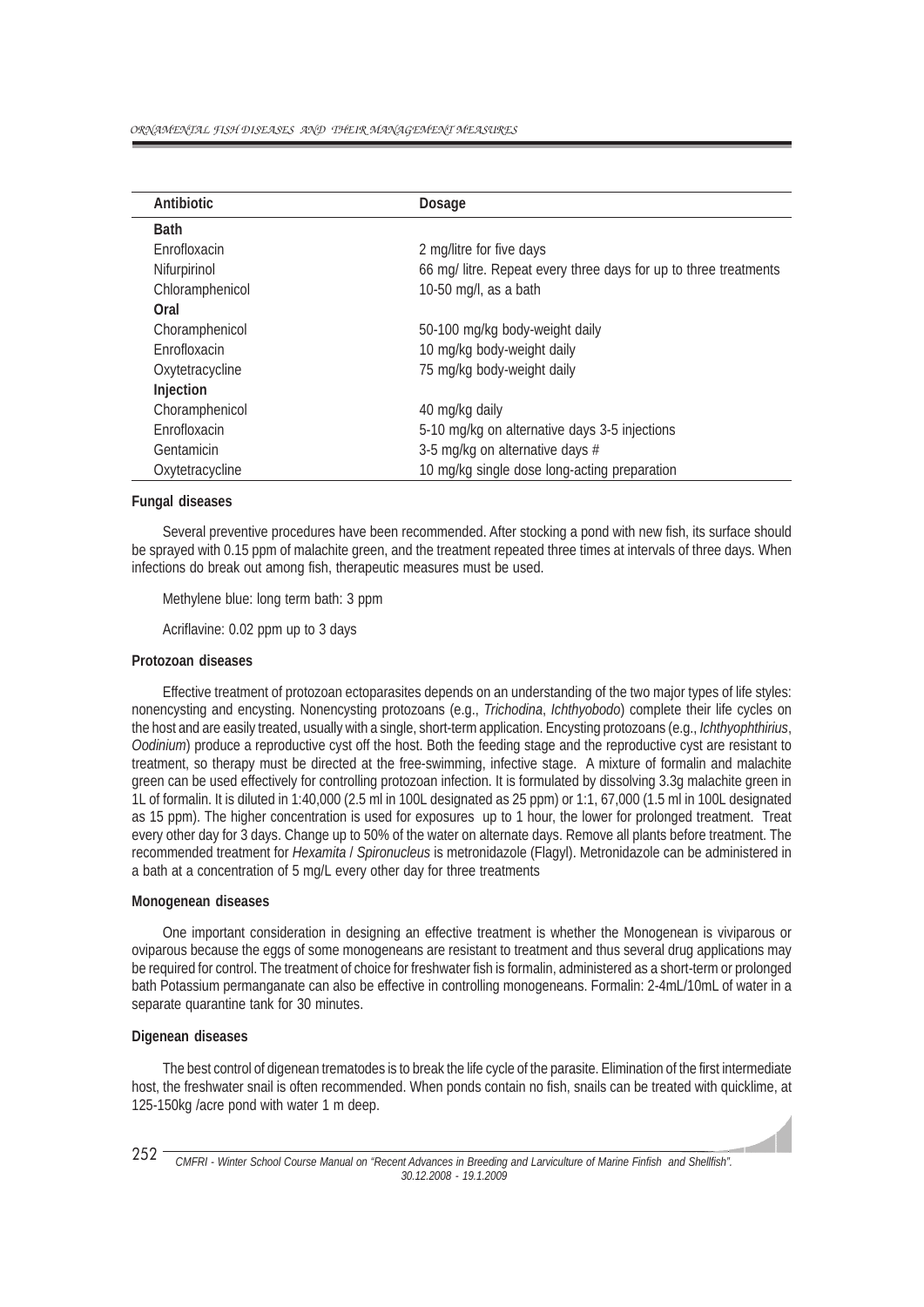| Antibiotic | Dosage |
|---|---|
| **Bath** | |
| Enrofloxacin | 2 mg/litre for five days |
| Nifurpirinol | 66 mg/ litre. Repeat every three days for up to three treatments |
| Chloramphenicol | 10-50 mg/l, as a bath |
| **Oral** | |
| Choramphenicol | 50-100 mg/kg body-weight daily |
| Enrofloxacin | 10 mg/kg body-weight daily |
| Oxytetracycline | 75 mg/kg body-weight daily |
| **Injection** | |
| Choramphenicol | 40 mg/kg daily |
| Enrofloxacin | 5-10 mg/kg on alternative days 3-5 injections |
| Gentamicin | 3-5 mg/kg on alternative days # |
| Oxytetracycline | 10 mg/kg single dose long-acting preparation |

**Fungal diseases**

Several preventive procedures have been recommended. After stocking a pond with new fish, its surface should be sprayed with 0.15 ppm of malachite green, and the treatment repeated three times at intervals of three days. When infections do break out among fish, therapeutic measures must be used.

Methylene blue: long term bath: 3 ppm

Acriflavine: 0.02 ppm up to 3 days

**Protozoan diseases**

Effective treatment of protozoan ectoparasites depends on an understanding of the two major types of life styles: nonencysting and encysting. Nonencysting protozoans (e.g., *Trichodina*, *Ichthyobodo*) complete their life cycles on the host and are easily treated, usually with a single, short-term application. Encysting protozoans (e.g., *Ichthyophthirius*, *Oodinium*) produce a reproductive cyst off the host. Both the feeding stage and the reproductive cyst are resistant to treatment, so therapy must be directed at the free-swimming, infective stage. A mixture of formalin and malachite green can be used effectively for controlling protozoan infection. It is formulated by dissolving 3.3g malachite green in 1L of formalin. It is diluted in 1:40,000 (2.5 ml in 100L designated as 25 ppm) or 1:1, 67,000 (1.5 ml in 100L designated as 15 ppm). The higher concentration is used for exposures up to 1 hour, the lower for prolonged treatment. Treat every other day for 3 days. Change up to 50% of the water on alternate days. Remove all plants before treatment. The recommended treatment for *Hexamita* / *Spironucleus* is metronidazole (Flagyl). Metronidazole can be administered in a bath at a concentration of 5 mg/L every other day for three treatments

**Monogenean diseases**

One important consideration in designing an effective treatment is whether the Monogenean is viviparous or oviparous because the eggs of some monogeneans are resistant to treatment and thus several drug applications may be required for control. The treatment of choice for freshwater fish is formalin, administered as a short-term or prolonged bath Potassium permanganate can also be effective in controlling monogeneans. Formalin: 2-4mL/10mL of water in a separate quarantine tank for 30 minutes.

**Digenean diseases**

The best control of digenean trematodes is to break the life cycle of the parasite. Elimination of the first intermediate host, the freshwater snail is often recommended. When ponds contain no fish, snails can be treated with quicklime, at 125-150kg /acre pond with water 1 m deep.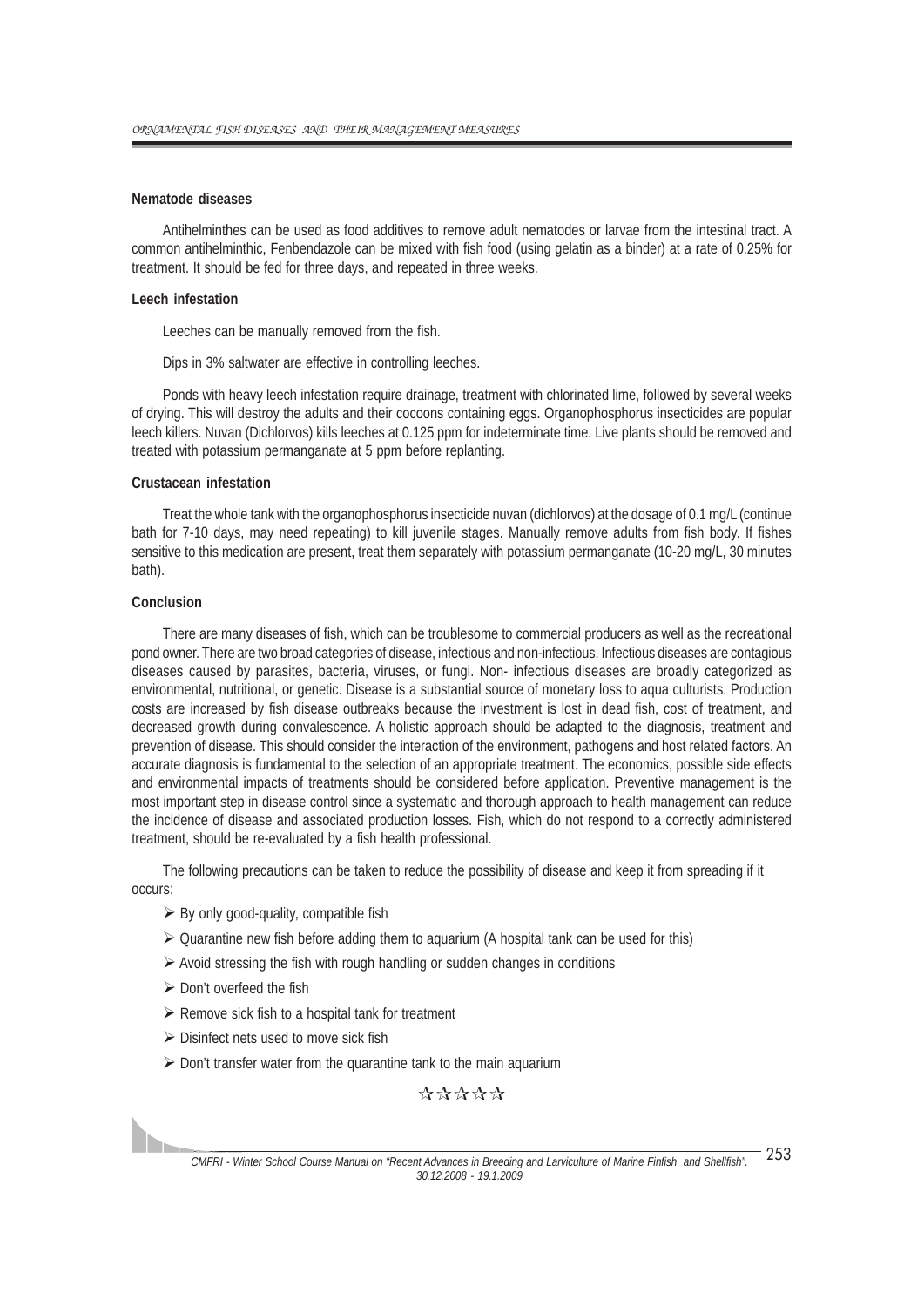**Nematode diseases**

Antihelminthes can be used as food additives to remove adult nematodes or larvae from the intestinal tract. A common antihelminthic, Fenbendazole can be mixed with fish food (using gelatin as a binder) at a rate of 0.25% for treatment. It should be fed for three days, and repeated in three weeks.

**Leech infestation**

Leeches can be manually removed from the fish.

Dips in 3% saltwater are effective in controlling leeches.

Ponds with heavy leech infestation require drainage, treatment with chlorinated lime, followed by several weeks of drying. This will destroy the adults and their cocoons containing eggs. Organophosphorus insecticides are popular leech killers. Nuvan (Dichlorvos) kills leeches at 0.125 ppm for indeterminate time. Live plants should be removed and treated with potassium permanganate at 5 ppm before replanting.

**Crustacean infestation**

Treat the whole tank with the organophosphorus insecticide nuvan (dichlorvos) at the dosage of 0.1 mg/L (continue bath for 7-10 days, may need repeating) to kill juvenile stages. Manually remove adults from fish body. If fishes sensitive to this medication are present, treat them separately with potassium permanganate (10-20 mg/L, 30 minutes bath).

**Conclusion**

There are many diseases of fish, which can be troublesome to commercial producers as well as the recreational pond owner. There are two broad categories of disease, infectious and non-infectious. Infectious diseases are contagious diseases caused by parasites, bacteria, viruses, or fungi. Non- infectious diseases are broadly categorized as environmental, nutritional, or genetic. Disease is a substantial source of monetary loss to aqua culturists. Production costs are increased by fish disease outbreaks because the investment is lost in dead fish, cost of treatment, and decreased growth during convalescence. A holistic approach should be adapted to the diagnosis, treatment and prevention of disease. This should consider the interaction of the environment, pathogens and host related factors. An accurate diagnosis is fundamental to the selection of an appropriate treatment. The economics, possible side effects and environmental impacts of treatments should be considered before application. Preventive management is the most important step in disease control since a systematic and thorough approach to health management can reduce the incidence of disease and associated production losses. Fish, which do not respond to a correctly administered treatment, should be re-evaluated by a fish health professional.

The following precautions can be taken to reduce the possibility of disease and keep it from spreading if it occurs:

- By only good-quality, compatible fish
- Quarantine new fish before adding them to aquarium (A hospital tank can be used for this)
- Avoid stressing the fish with rough handling or sudden changes in conditions
- Don't overfeed the fish
- Remove sick fish to a hospital tank for treatment
- Disinfect nets used to move sick fish
- Don't transfer water from the quarantine tank to the main aquarium

☆☆☆☆☆